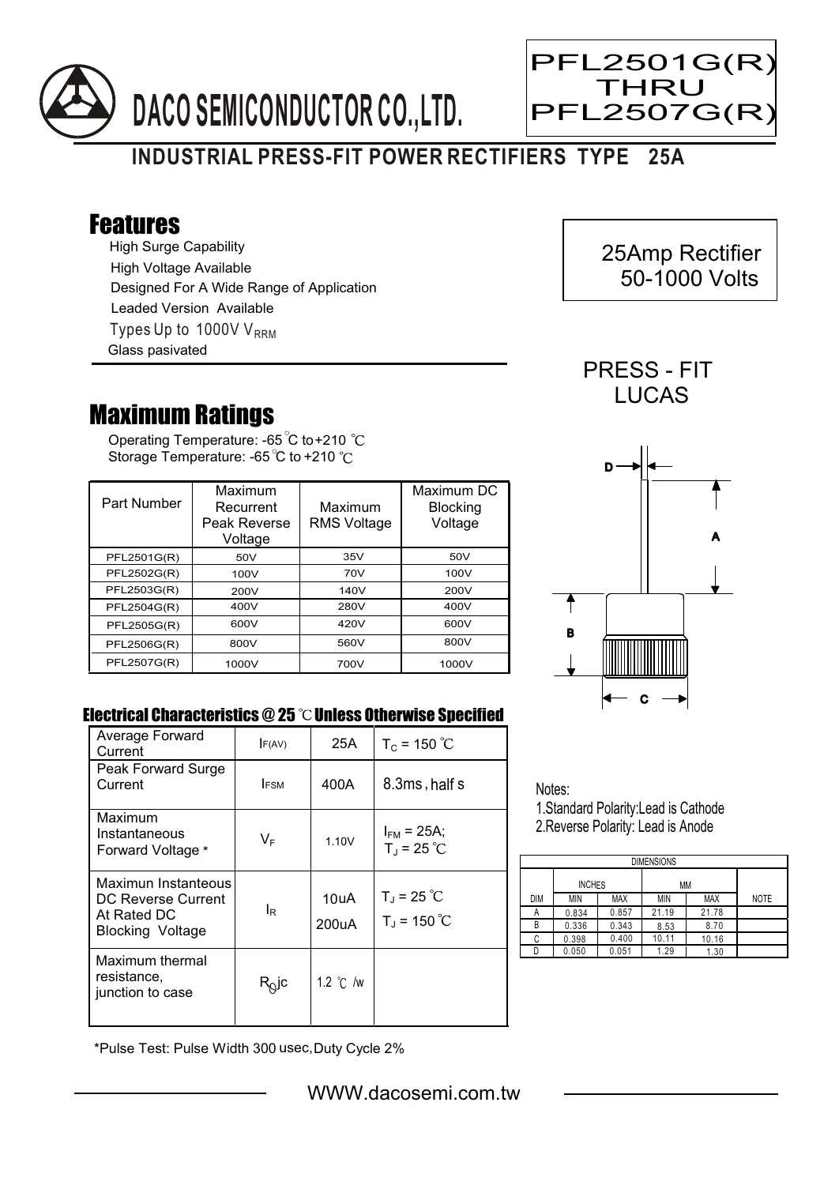# DACO SEMICONDUCTOR CO.,LTD.

**PFL2501G(R) THRU PFL2507G(R)**

## INDUSTRIAL PRESS-FIT POWER RECTIFIERS TYPE 25A

25Amp Rectifier
50-1000 Volts

PRESS - FIT
LUCAS

## Features

- High Surge Capability
- High Voltage Available
- Designed For A Wide Range of Application
- Leaded Version Available
- Types Up to 1000V $V_{RRM}$
- Glass pasivated

## Maximum Ratings

Operating Temperature: -65 ℃ to +210 ℃
Storage Temperature: -65 ℃ to +210 ℃

| Part Number | Maximum Recurrent Peak Reverse Voltage | Maximum RMS Voltage | Maximum DC Blocking Voltage |
|---|---|---|---|
| PFL2501G(R) | 50V | 35V | 50V |
| PFL2502G(R) | 100V | 70V | 100V |
| PFL2503G(R) | 200V | 140V | 200V |
| PFL2504G(R) | 400V | 280V | 400V |
| PFL2505G(R) | 600V | 420V | 600V |
| PFL2506G(R) | 800V | 560V | 800V |
| PFL2507G(R) | 1000V | 700V | 1000V |

### Electrical Characteristics @ 25 ℃ Unless Otherwise Specified

| | | | |
|---|---|---|---|
| Average Forward Current | $I_{F(AV)}$ | 25A | $T_C$ = 150 ℃ |
| Peak Forward Surge Current | $I_{FSM}$ | 400A | 8.3ms , half s |
| Maximum Instantaneous Forward Voltage * | $V_F$ | 1.10V | $I_{FM}$ = 25A; $T_J$ = 25 ℃ |
| Maximun Instanteous DC Reverse Current At Rated DC Blocking Voltage | $I_R$ | 10uA<br>200uA | $T_J$ = 25 ℃<br>$T_J$ = 150 ℃ |
| Maximum thermal resistance, junction to case | $R_{\theta}jc$ | 1.2 ℃ /w | |

*Pulse Test: Pulse Width 300 usec,Duty Cycle 2%

Notes:
1.Standard Polarity:Lead is Cathode
2.Reverse Polarity: Lead is Anode

| DIMENSIONS | | | | | |
|---|---|---|---|---|---|
| | INCHES | | MM | | |
| DIM | MIN | MAX | MIN | MAX | NOTE |
| A | 0.834 | 0.857 | 21.19 | 21.78 | |
| B | 0.336 | 0.343 | 8.53 | 8.70 | |
| C | 0.398 | 0.400 | 10.11 | 10.16 | |
| D | 0.050 | 0.051 | 1.29 | 1.30 | |

WWW.dacosemi.com.tw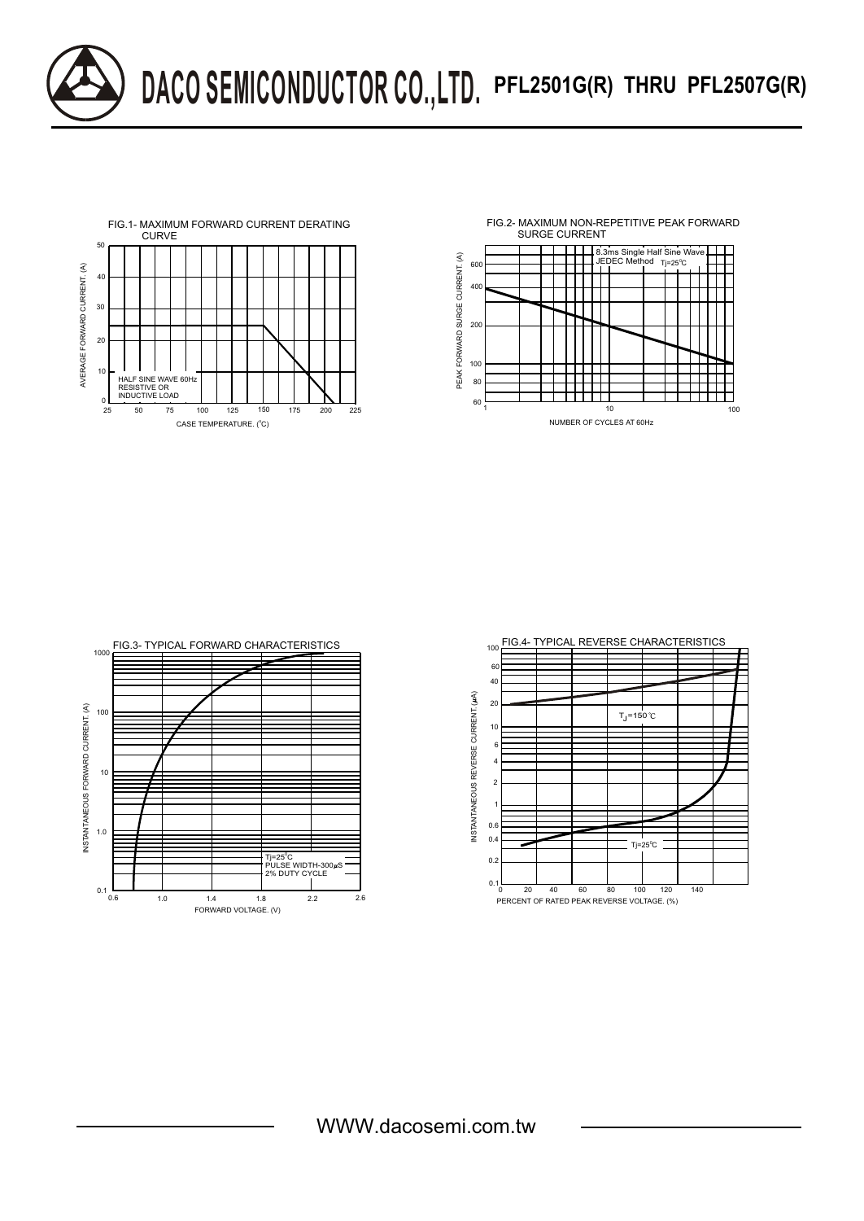FIG.1- MAXIMUM FORWARD CURRENT DERATING CURVE

AVERAGE FORWARD CURRENT. (A)

50
40
30
20
10
0

25 50 75 100 125 150 175 200 225

CASE TEMPERATURE. (°C)

HALF SINE WAVE 60Hz
RESISTIVE OR
INDUCTIVE LOAD

FIG.2- MAXIMUM NON-REPETITIVE PEAK FORWARD SURGE CURRENT

PEAK FORWARD SURGE CURRENT. (A)

600
400
200
100
80
60

1 10 100

NUMBER OF CYCLES AT 60Hz

8.3ms Single Half Sine Wave
JEDEC Method Tj=25°C

FIG.3- TYPICAL FORWARD CHARACTERISTICS

INSTANTANEOUS FORWARD CURRENT. (A)

1000
100
10
1.0
0.1

0.6 1.0 1.4 1.8 2.2 2.6

FORWARD VOLTAGE. (V)

Tj=25°C
PULSE WIDTH-300μS
2% DUTY CYCLE

FIG.4- TYPICAL REVERSE CHARACTERISTICS

INSTANTANEOUS REVERSE CURRENT. (μA)

100
60
40
20
10
6
4
2
1
0.6
0.4
0.2
0.1

0 20 40 60 80 100 120 140

PERCENT OF RATED PEAK REVERSE VOLTAGE. (%)

$T_J$=150°C

Tj=25°C